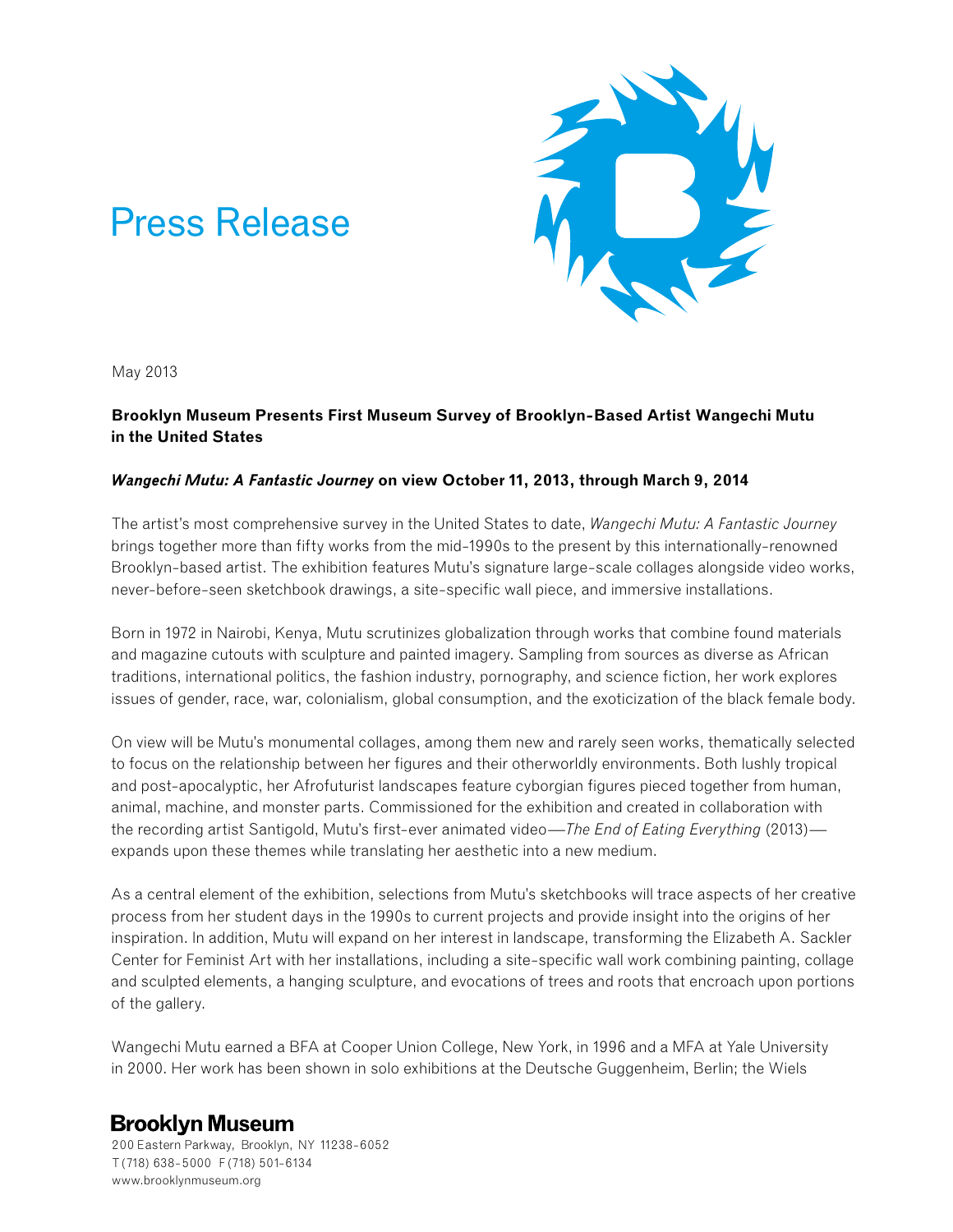# Press Release

May 2013

**Brooklyn Museum Presents First Museum Survey of Brooklyn-Based Artist Wangechi Mutu in the United States**

***Wangechi Mutu: A Fantastic Journey* on view October 11, 2013, through March 9, 2014**

The artist's most comprehensive survey in the United States to date, *Wangechi Mutu: A Fantastic Journey* brings together more than fifty works from the mid-1990s to the present by this internationally-renowned Brooklyn-based artist. The exhibition features Mutu's signature large-scale collages alongside video works, never-before-seen sketchbook drawings, a site-specific wall piece, and immersive installations.

Born in 1972 in Nairobi, Kenya, Mutu scrutinizes globalization through works that combine found materials and magazine cutouts with sculpture and painted imagery. Sampling from sources as diverse as African traditions, international politics, the fashion industry, pornography, and science fiction, her work explores issues of gender, race, war, colonialism, global consumption, and the exoticization of the black female body.

On view will be Mutu's monumental collages, among them new and rarely seen works, thematically selected to focus on the relationship between her figures and their otherworldly environments. Both lushly tropical and post-apocalyptic, her Afrofuturist landscapes feature cyborgian figures pieced together from human, animal, machine, and monster parts. Commissioned for the exhibition and created in collaboration with the recording artist Santigold, Mutu's first-ever animated video—*The End of Eating Everything* (2013)—expands upon these themes while translating her aesthetic into a new medium.

As a central element of the exhibition, selections from Mutu's sketchbooks will trace aspects of her creative process from her student days in the 1990s to current projects and provide insight into the origins of her inspiration. In addition, Mutu will expand on her interest in landscape, transforming the Elizabeth A. Sackler Center for Feminist Art with her installations, including a site-specific wall work combining painting, collage and sculpted elements, a hanging sculpture, and evocations of trees and roots that encroach upon portions of the gallery.

Wangechi Mutu earned a BFA at Cooper Union College, New York, in 1996 and a MFA at Yale University in 2000. Her work has been shown in solo exhibitions at the Deutsche Guggenheim, Berlin; the Wiels

**Brooklyn Museum**
200 Eastern Parkway, Brooklyn, NY 11238-6052
T (718) 638-5000 F (718) 501-6134
www.brooklynmuseum.org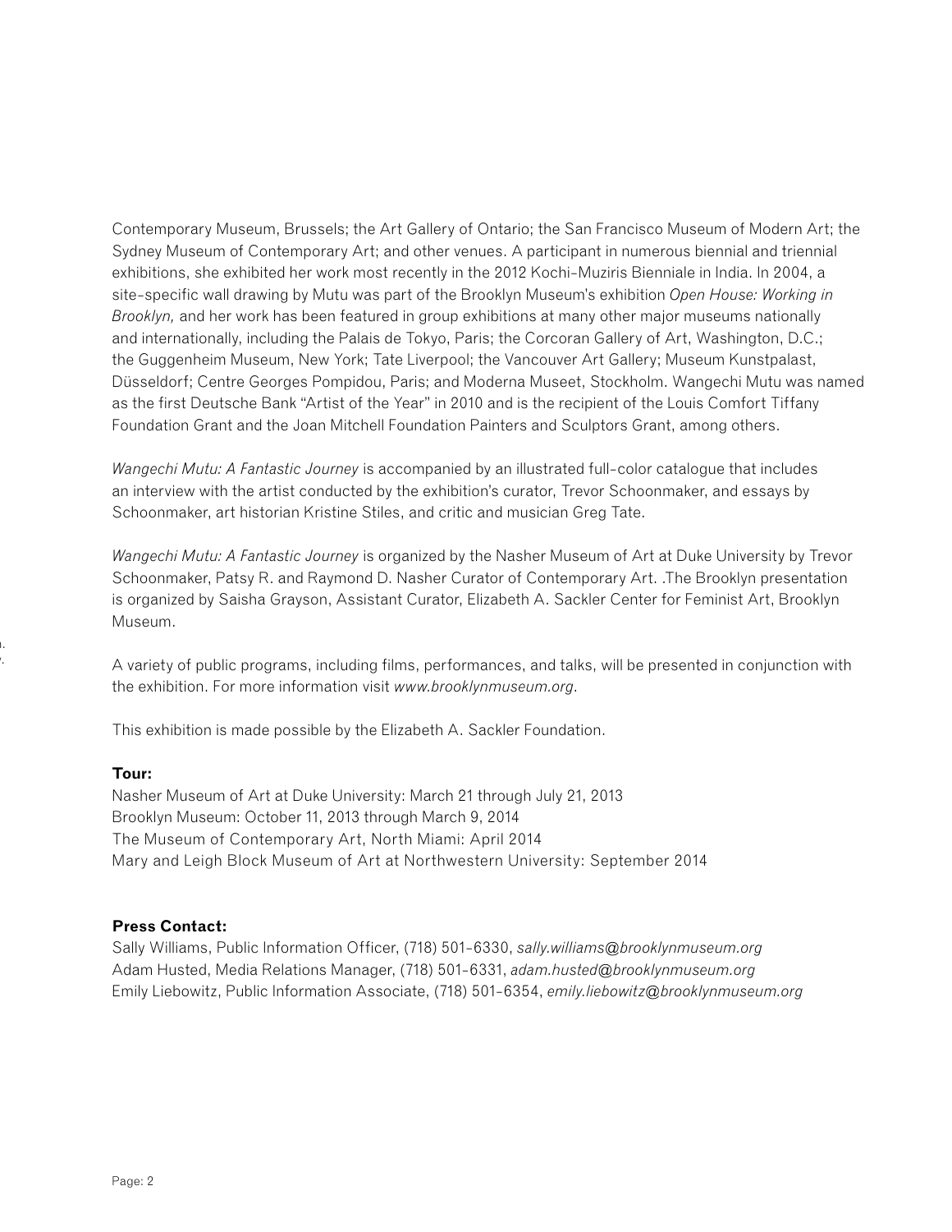Contemporary Museum, Brussels; the Art Gallery of Ontario; the San Francisco Museum of Modern Art; the Sydney Museum of Contemporary Art; and other venues. A participant in numerous biennial and triennial exhibitions, she exhibited her work most recently in the 2012 Kochi-Muziris Bienniale in India. In 2004, a site-specific wall drawing by Mutu was part of the Brooklyn Museum's exhibition *Open House: Working in Brooklyn,* and her work has been featured in group exhibitions at many other major museums nationally and internationally, including the Palais de Tokyo, Paris; the Corcoran Gallery of Art, Washington, D.C.; the Guggenheim Museum, New York; Tate Liverpool; the Vancouver Art Gallery; Museum Kunstpalast, Düsseldorf; Centre Georges Pompidou, Paris; and Moderna Museet, Stockholm. Wangechi Mutu was named as the first Deutsche Bank "Artist of the Year" in 2010 and is the recipient of the Louis Comfort Tiffany Foundation Grant and the Joan Mitchell Foundation Painters and Sculptors Grant, among others.

*Wangechi Mutu: A Fantastic Journey* is accompanied by an illustrated full-color catalogue that includes an interview with the artist conducted by the exhibition's curator, Trevor Schoonmaker, and essays by Schoonmaker, art historian Kristine Stiles, and critic and musician Greg Tate.

*Wangechi Mutu: A Fantastic Journey* is organized by the Nasher Museum of Art at Duke University by Trevor Schoonmaker, Patsy R. and Raymond D. Nasher Curator of Contemporary Art. .The Brooklyn presentation is organized by Saisha Grayson, Assistant Curator, Elizabeth A. Sackler Center for Feminist Art, Brooklyn Museum.

A variety of public programs, including films, performances, and talks, will be presented in conjunction with the exhibition. For more information visit *www.brooklynmuseum.org*.

This exhibition is made possible by the Elizabeth A. Sackler Foundation.

**Tour:**
Nasher Museum of Art at Duke University: March 21 through July 21, 2013
Brooklyn Museum: October 11, 2013 through March 9, 2014
The Museum of Contemporary Art, North Miami: April 2014
Mary and Leigh Block Museum of Art at Northwestern University: September 2014

**Press Contact:**
Sally Williams, Public Information Officer, (718) 501-6330, *sally.williams@brooklynmuseum.org*
Adam Husted, Media Relations Manager, (718) 501-6331, *adam.husted@brooklynmuseum.org*
Emily Liebowitz, Public Information Associate, (718) 501-6354, *emily.liebowitz@brooklynmuseum.org*